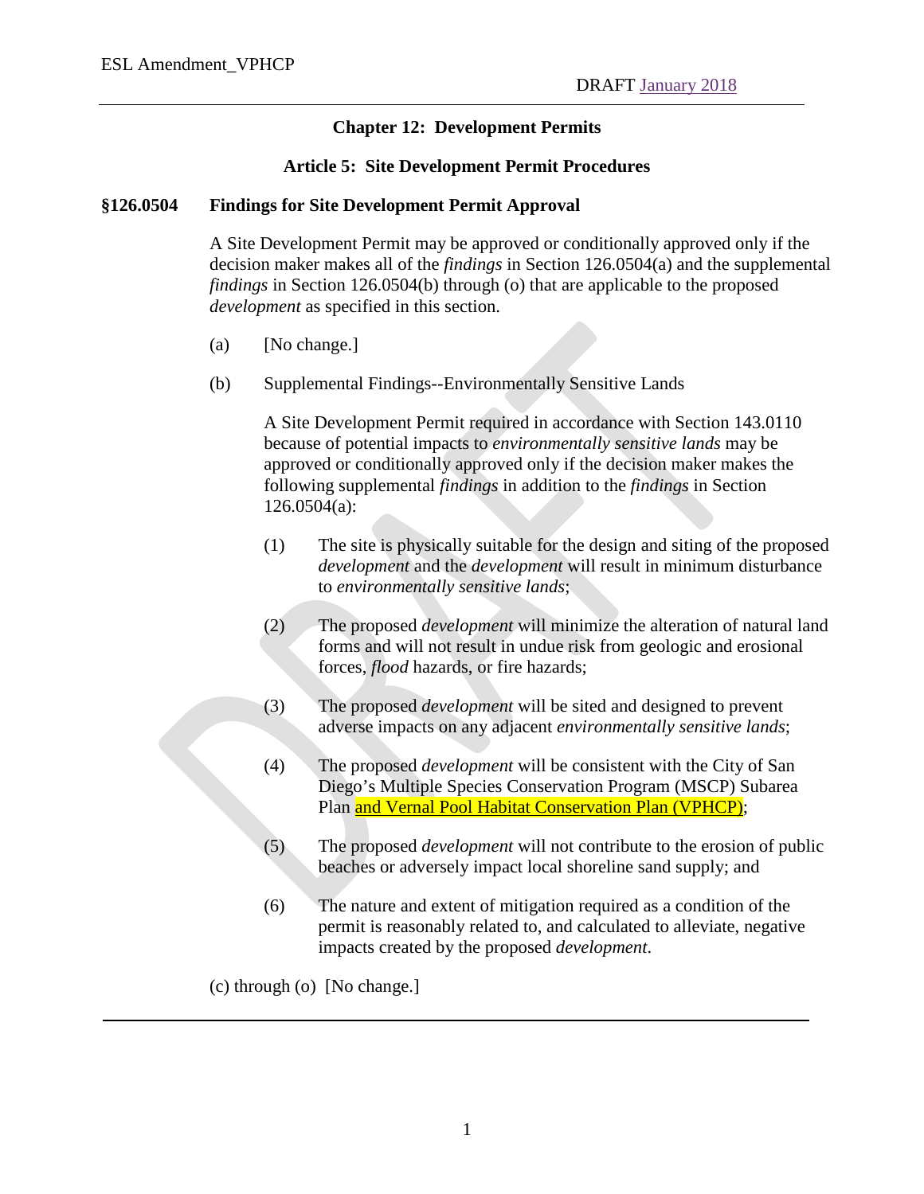## Chapter 12: Development Permits

### Article 5: Site Development Permit Procedures

**§126.0504 Findings for Site Development Permit Approval**

A Site Development Permit may be approved or conditionally approved only if the decision maker makes all of the *findings* in Section 126.0504(a) and the supplemental *findings* in Section 126.0504(b) through (o) that are applicable to the proposed *development* as specified in this section.

(a) [No change.]

(b) Supplemental Findings--Environmentally Sensitive Lands

A Site Development Permit required in accordance with Section 143.0110 because of potential impacts to *environmentally sensitive lands* may be approved or conditionally approved only if the decision maker makes the following supplemental *findings* in addition to the *findings* in Section 126.0504(a):

(1) The site is physically suitable for the design and siting of the proposed *development* and the *development* will result in minimum disturbance to *environmentally sensitive lands*;

(2) The proposed *development* will minimize the alteration of natural land forms and will not result in undue risk from geologic and erosional forces, *flood* hazards, or fire hazards;

(3) The proposed *development* will be sited and designed to prevent adverse impacts on any adjacent *environmentally sensitive lands*;

(4) The proposed *development* will be consistent with the City of San Diego's Multiple Species Conservation Program (MSCP) Subarea Plan and Vernal Pool Habitat Conservation Plan (VPHCP);

(5) The proposed *development* will not contribute to the erosion of public beaches or adversely impact local shoreline sand supply; and

(6) The nature and extent of mitigation required as a condition of the permit is reasonably related to, and calculated to alleviate, negative impacts created by the proposed *development*.

(c) through (o) [No change.]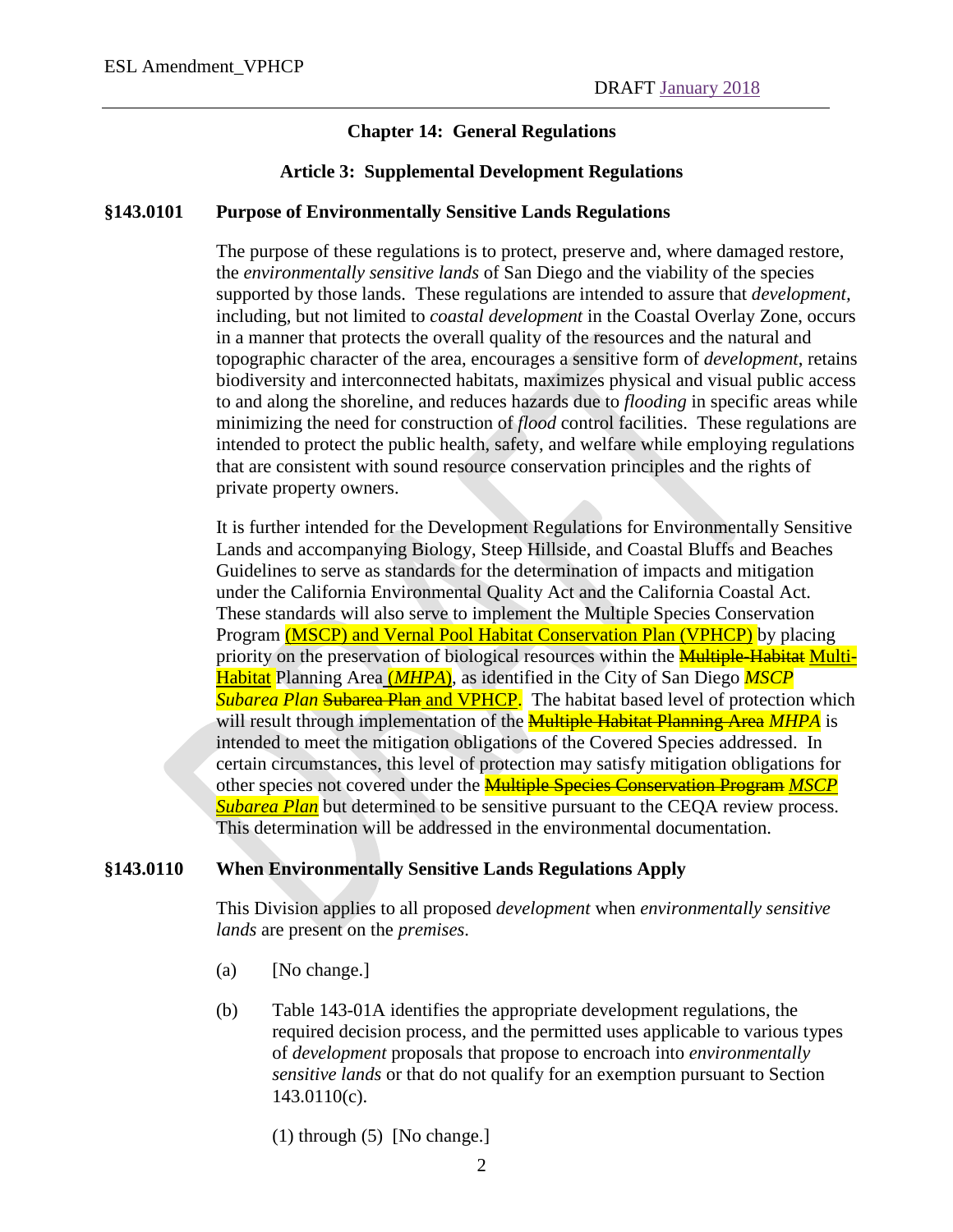## Chapter 14: General Regulations

### Article 3: Supplemental Development Regulations

**§143.0101 Purpose of Environmentally Sensitive Lands Regulations**

The purpose of these regulations is to protect, preserve and, where damaged restore, the *environmentally sensitive lands* of San Diego and the viability of the species supported by those lands. These regulations are intended to assure that *development,* including, but not limited to *coastal development* in the Coastal Overlay Zone, occurs in a manner that protects the overall quality of the resources and the natural and topographic character of the area, encourages a sensitive form of *development*, retains biodiversity and interconnected habitats, maximizes physical and visual public access to and along the shoreline, and reduces hazards due to *flooding* in specific areas while minimizing the need for construction of *flood* control facilities. These regulations are intended to protect the public health, safety, and welfare while employing regulations that are consistent with sound resource conservation principles and the rights of private property owners.

It is further intended for the Development Regulations for Environmentally Sensitive Lands and accompanying Biology, Steep Hillside, and Coastal Bluffs and Beaches Guidelines to serve as standards for the determination of impacts and mitigation under the California Environmental Quality Act and the California Coastal Act. These standards will also serve to implement the Multiple Species Conservation Program <u>(MSCP) and Vernal Pool Habitat Conservation Plan (VPHCP)</u> by placing priority on the preservation of biological resources within the ~~Multiple-Habitat~~ <u>Multi-Habitat</u> Planning Area <u>(*MHPA*)</u>, as identified in the City of San Diego <u>*MSCP Subarea Plan*</u> ~~Subarea Plan~~ <u>and VPHCP</u>. The habitat based level of protection which will result through implementation of the ~~Multiple Habitat Planning Area~~ <u>*MHPA*</u> is intended to meet the mitigation obligations of the Covered Species addressed. In certain circumstances, this level of protection may satisfy mitigation obligations for other species not covered under the ~~Multiple Species Conservation Program~~ <u>*MSCP Subarea Plan*</u> but determined to be sensitive pursuant to the CEQA review process. This determination will be addressed in the environmental documentation.

**§143.0110 When Environmentally Sensitive Lands Regulations Apply**

This Division applies to all proposed *development* when *environmentally sensitive lands* are present on the *premises*.

(a) [No change.]

(b) Table 143-01A identifies the appropriate development regulations, the required decision process, and the permitted uses applicable to various types of *development* proposals that propose to encroach into *environmentally sensitive lands* or that do not qualify for an exemption pursuant to Section 143.0110(c).

(1) through (5) [No change.]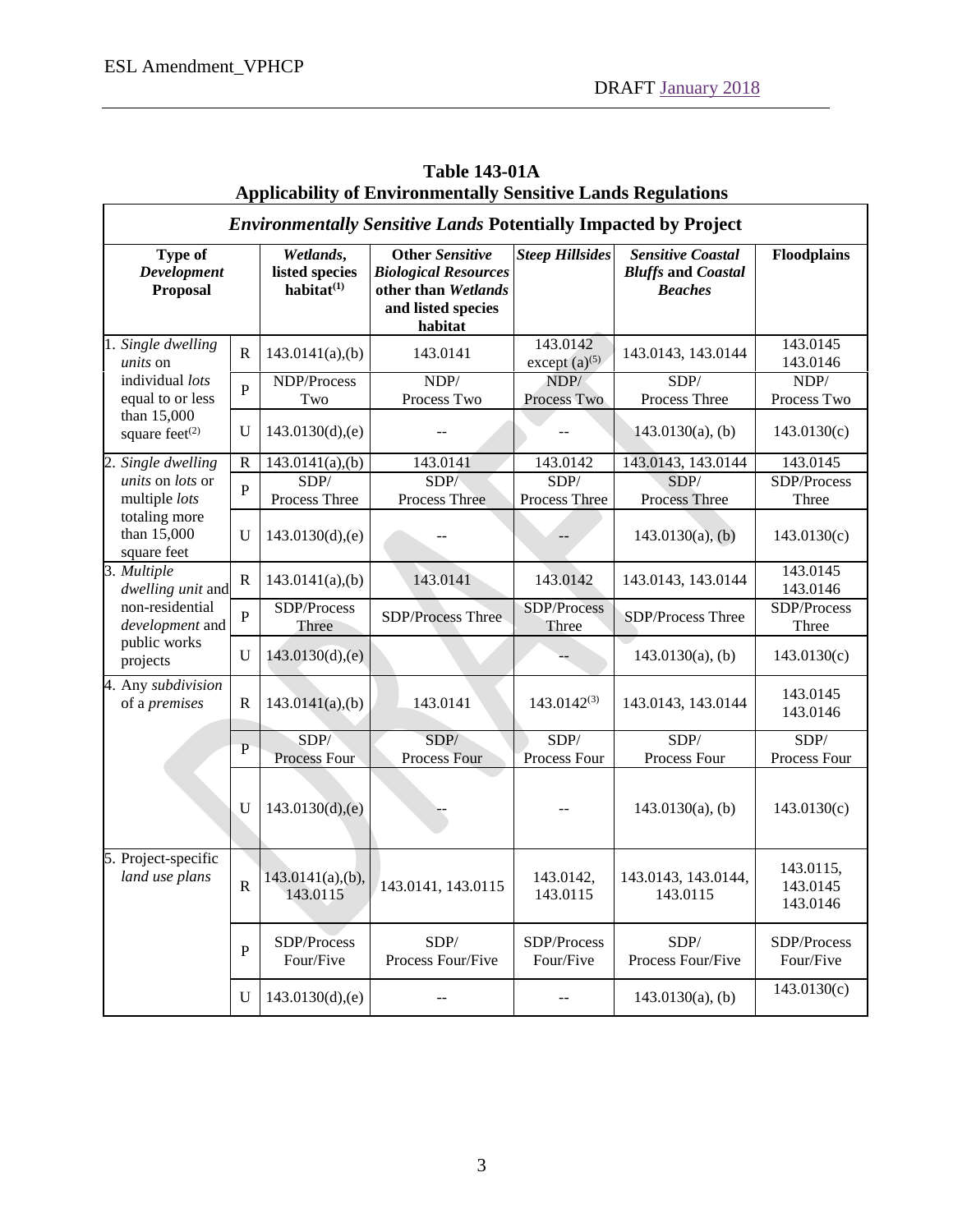**Table 143-01A**
**Applicability of Environmentally Sensitive Lands Regulations**

| *Environmentally Sensitive Lands* **Potentially Impacted by Project** | | | | | | |
|---|---|---|---|---|---|---|
| **Type of *Development* Proposal** | | ***Wetlands*, listed species habitat(1)** | **Other *Sensitive Biological Resources* other than *Wetlands* and listed species habitat** | ***Steep Hillsides*** | ***Sensitive Coastal Bluffs* and *Coastal Beaches*** | **Floodplains** |
| 1. *Single dwelling units* on individual *lots* equal to or less than 15,000 square feet(2) | R | 143.0141(a),(b) | 143.0141 | 143.0142 except (a)(5) | 143.0143, 143.0144 | 143.0145 143.0146 |
| | P | NDP/Process Two | NDP/ Process Two | NDP/ Process Two | SDP/ Process Three | NDP/ Process Two |
| | U | 143.0130(d),(e) | -- | -- | 143.0130(a), (b) | 143.0130(c) |
| 2. *Single dwelling units* on *lots* or multiple *lots* totaling more than 15,000 square feet | R | 143.0141(a),(b) | 143.0141 | 143.0142 | 143.0143, 143.0144 | 143.0145 |
| | P | SDP/ Process Three | SDP/ Process Three | SDP/ Process Three | SDP/ Process Three | SDP/Process Three |
| | U | 143.0130(d),(e) | -- | -- | 143.0130(a), (b) | 143.0130(c) |
| 3. *Multiple dwelling unit* and non-residential *development* and public works projects | R | 143.0141(a),(b) | 143.0141 | 143.0142 | 143.0143, 143.0144 | 143.0145 143.0146 |
| | P | SDP/Process Three | SDP/Process Three | SDP/Process Three | SDP/Process Three | SDP/Process Three |
| | U | 143.0130(d),(e) | | -- | 143.0130(a), (b) | 143.0130(c) |
| 4. Any *subdivision* of a *premises* | R | 143.0141(a),(b) | 143.0141 | 143.0142(3) | 143.0143, 143.0144 | 143.0145 143.0146 |
| | P | SDP/ Process Four | SDP/ Process Four | SDP/ Process Four | SDP/ Process Four | SDP/ Process Four |
| | U | 143.0130(d),(e) | -- | -- | 143.0130(a), (b) | 143.0130(c) |
| 5. Project-specific *land use plans* | R | 143.0141(a),(b), 143.0115 | 143.0141, 143.0115 | 143.0142, 143.0115 | 143.0143, 143.0144, 143.0115 | 143.0115, 143.0145 143.0146 |
| | P | SDP/Process Four/Five | SDP/ Process Four/Five | SDP/Process Four/Five | SDP/ Process Four/Five | SDP/Process Four/Five |
| | U | 143.0130(d),(e) | -- | -- | 143.0130(a), (b) | 143.0130(c) |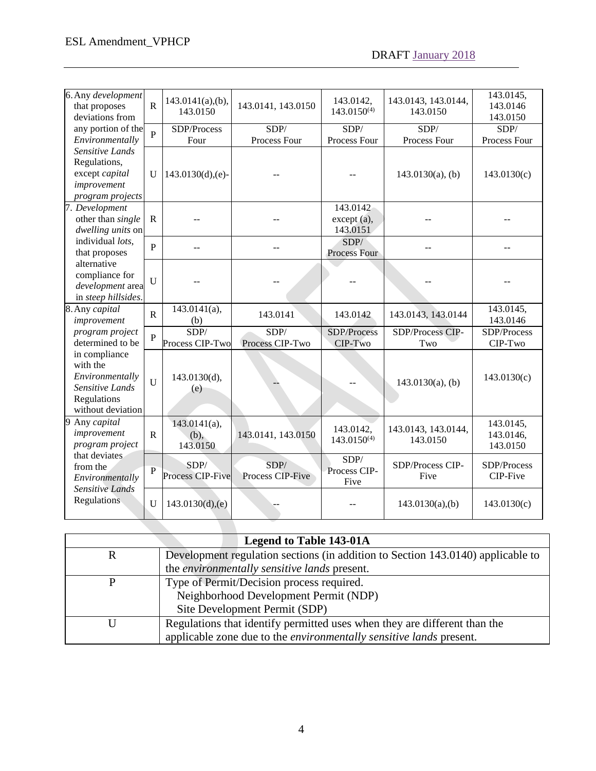| | | | | | | |
|---|---|---|---|---|---|---|
| 6. Any *development* that proposes deviations from any portion of the *Environmentally Sensitive Lands* Regulations, except *capital improvement program projects* | R | 143.0141(a),(b), 143.0150 | 143.0141, 143.0150 | 143.0142, 143.0150(4) | 143.0143, 143.0144, 143.0150 | 143.0145, 143.0146 143.0150 |
| | P | SDP/Process Four | SDP/ Process Four | SDP/ Process Four | SDP/ Process Four | SDP/ Process Four |
| | U | 143.0130(d),(e)- | -- | -- | 143.0130(a), (b) | 143.0130(c) |
| 7. *Development* other than *single dwelling units* on individual *lots*, that proposes alternative compliance for *development* area in *steep hillsides*. | R | -- | -- | 143.0142 except (a), 143.0151 | -- | -- |
| | P | -- | -- | SDP/ Process Four | -- | -- |
| | U | -- | -- | -- | -- | -- |
| 8. Any *capital improvement program project* determined to be in compliance with the *Environmentally Sensitive Lands* Regulations without deviation | R | 143.0141(a), (b) | 143.0141 | 143.0142 | 143.0143, 143.0144 | 143.0145, 143.0146 |
| | P | SDP/ Process CIP-Two | SDP/ Process CIP-Two | SDP/Process CIP-Two | SDP/Process CIP-Two | SDP/Process CIP-Two |
| | U | 143.0130(d), (e) | -- | -- | 143.0130(a), (b) | 143.0130(c) |
| 9 Any *capital improvement program project* that deviates from the *Environmentally Sensitive Lands* Regulations | R | 143.0141(a), (b), 143.0150 | 143.0141, 143.0150 | 143.0142, 143.0150(4) | 143.0143, 143.0144, 143.0150 | 143.0145, 143.0146, 143.0150 |
| | P | SDP/ Process CIP-Five | SDP/ Process CIP-Five | SDP/ Process CIP-Five | SDP/Process CIP-Five | SDP/Process CIP-Five |
| | U | 143.0130(d),(e) | -- | -- | 143.0130(a),(b) | 143.0130(c) |

| Legend to Table 143-01A | |
|---|---|
| R | Development regulation sections (in addition to Section 143.0140) applicable to the *environmentally sensitive lands* present. |
| P | Type of Permit/Decision process required.<br>Neighborhood Development Permit (NDP)<br>Site Development Permit (SDP) |
| U | Regulations that identify permitted uses when they are different than the applicable zone due to the *environmentally sensitive lands* present. |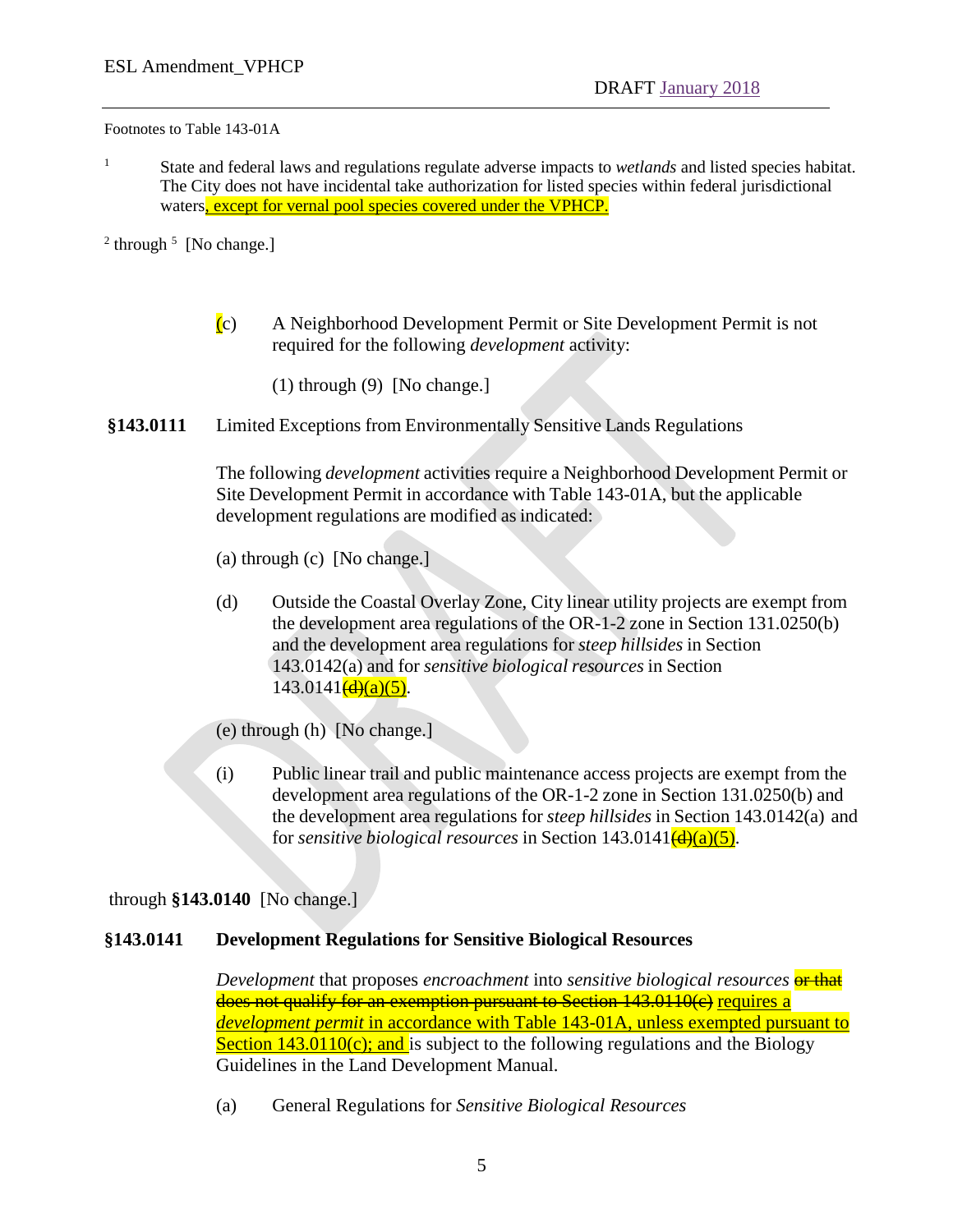Footnotes to Table 143-01A

[1] State and federal laws and regulations regulate adverse impacts to *wetlands* and listed species habitat. The City does not have incidental take authorization for listed species within federal jurisdictional waters, except for vernal pool species covered under the VPHCP.

[2] through [5] [No change.]

(c) A Neighborhood Development Permit or Site Development Permit is not required for the following *development* activity:

(1) through (9) [No change.]

**§143.0111** Limited Exceptions from Environmentally Sensitive Lands Regulations

The following *development* activities require a Neighborhood Development Permit or Site Development Permit in accordance with Table 143-01A, but the applicable development regulations are modified as indicated:

(a) through (c) [No change.]

(d) Outside the Coastal Overlay Zone, City linear utility projects are exempt from the development area regulations of the OR-1-2 zone in Section 131.0250(b) and the development area regulations for *steep hillsides* in Section 143.0142(a) and for *sensitive biological resources* in Section 143.0141~~(d)~~(a)(5).

(e) through (h) [No change.]

(i) Public linear trail and public maintenance access projects are exempt from the development area regulations of the OR-1-2 zone in Section 131.0250(b) and the development area regulations for *steep hillsides* in Section 143.0142(a) and for *sensitive biological resources* in Section 143.0141~~(d)~~(a)(5).

through **§143.0140** [No change.]

**§143.0141 Development Regulations for Sensitive Biological Resources**

*Development* that proposes *encroachment* into *sensitive biological resources* ~~or that does not qualify for an exemption pursuant to Section 143.0110(c)~~ requires a *development permit* in accordance with Table 143-01A, unless exempted pursuant to Section 143.0110(c); and is subject to the following regulations and the Biology Guidelines in the Land Development Manual.

(a) General Regulations for *Sensitive Biological Resources*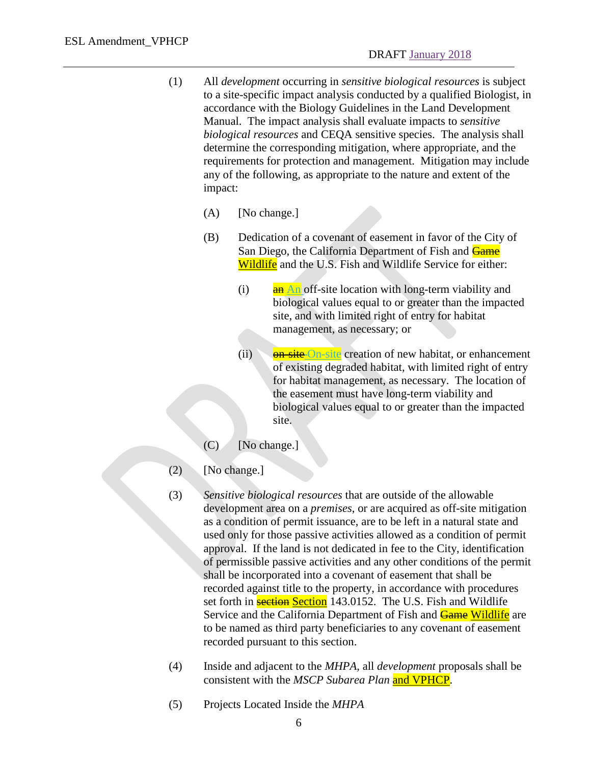(1) All *development* occurring in *sensitive biological resources* is subject to a site-specific impact analysis conducted by a qualified Biologist, in accordance with the Biology Guidelines in the Land Development Manual. The impact analysis shall evaluate impacts to *sensitive biological resources* and CEQA sensitive species. The analysis shall determine the corresponding mitigation, where appropriate, and the requirements for protection and management. Mitigation may include any of the following, as appropriate to the nature and extent of the impact:

   (A) [No change.]

   (B) Dedication of a covenant of easement in favor of the City of San Diego, the California Department of Fish and ~~Game~~ Wildlife and the U.S. Fish and Wildlife Service for either:

      (i) ~~an~~ An off-site location with long-term viability and biological values equal to or greater than the impacted site, and with limited right of entry for habitat management, as necessary; or

      (ii) ~~on-site~~ On-site creation of new habitat, or enhancement of existing degraded habitat, with limited right of entry for habitat management, as necessary. The location of the easement must have long-term viability and biological values equal to or greater than the impacted site.

   (C) [No change.]

(2) [No change.]

(3) *Sensitive biological resources* that are outside of the allowable development area on a *premises*, or are acquired as off-site mitigation as a condition of permit issuance, are to be left in a natural state and used only for those passive activities allowed as a condition of permit approval. If the land is not dedicated in fee to the City, identification of permissible passive activities and any other conditions of the permit shall be incorporated into a covenant of easement that shall be recorded against title to the property, in accordance with procedures set forth in ~~section~~ Section 143.0152. The U.S. Fish and Wildlife Service and the California Department of Fish and ~~Game~~ Wildlife are to be named as third party beneficiaries to any covenant of easement recorded pursuant to this section.

(4) Inside and adjacent to the *MHPA*, all *development* proposals shall be consistent with the *MSCP Subarea Plan* and VPHCP.

(5) Projects Located Inside the *MHPA*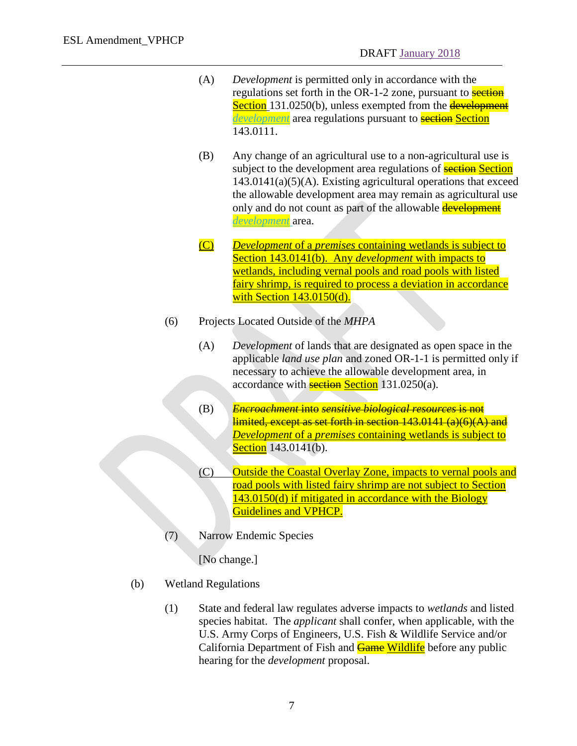(A) *Development* is permitted only in accordance with the regulations set forth in the OR-1-2 zone, pursuant to ~~section~~ Section 131.0250(b), unless exempted from the ~~development~~ *development* area regulations pursuant to ~~section~~ Section 143.0111.

(B) Any change of an agricultural use to a non-agricultural use is subject to the development area regulations of ~~section~~ Section 143.0141(a)(5)(A). Existing agricultural operations that exceed the allowable development area may remain as agricultural use only and do not count as part of the allowable ~~development~~ *development* area.

(C) *Development* of a *premises* containing wetlands is subject to Section 143.0141(b). Any *development* with impacts to wetlands, including vernal pools and road pools with listed fairy shrimp, is required to process a deviation in accordance with Section 143.0150(d).

(6) Projects Located Outside of the *MHPA*

(A) *Development* of lands that are designated as open space in the applicable *land use plan* and zoned OR-1-1 is permitted only if necessary to achieve the allowable development area, in accordance with ~~section~~ Section 131.0250(a).

(B) ~~*Encroachment* into *sensitive biological resources* is not limited, except as set forth in section 143.0141 (a)(6)(A) and~~ *Development* of a *premises* containing wetlands is subject to Section 143.0141(b).

(C) Outside the Coastal Overlay Zone, impacts to vernal pools and road pools with listed fairy shrimp are not subject to Section 143.0150(d) if mitigated in accordance with the Biology Guidelines and VPHCP.

(7) Narrow Endemic Species

[No change.]

(b) Wetland Regulations

(1) State and federal law regulates adverse impacts to *wetlands* and listed species habitat. The *applicant* shall confer, when applicable, with the U.S. Army Corps of Engineers, U.S. Fish & Wildlife Service and/or California Department of Fish and ~~Game~~ Wildlife before any public hearing for the *development* proposal.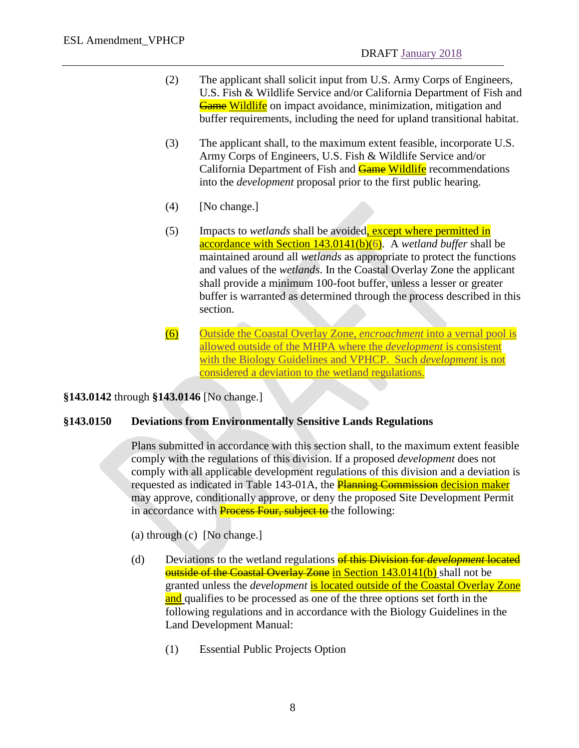(2) The applicant shall solicit input from U.S. Army Corps of Engineers, U.S. Fish & Wildlife Service and/or California Department of Fish and ~~Game~~ <u>Wildlife</u> on impact avoidance, minimization, mitigation and buffer requirements, including the need for upland transitional habitat.

(3) The applicant shall, to the maximum extent feasible, incorporate U.S. Army Corps of Engineers, U.S. Fish & Wildlife Service and/or California Department of Fish and ~~Game~~ <u>Wildlife</u> recommendations into the *development* proposal prior to the first public hearing.

(4) [No change.]

(5) Impacts to *wetlands* shall be avoided<u>, except where permitted in accordance with Section 143.0141(b)(6)</u>. A *wetland buffer* shall be maintained around all *wetlands* as appropriate to protect the functions and values of the *wetlands*. In the Coastal Overlay Zone the applicant shall provide a minimum 100-foot buffer, unless a lesser or greater buffer is warranted as determined through the process described in this section.

<u>(6) Outside the Coastal Overlay Zone, *encroachment* into a vernal pool is allowed outside of the MHPA where the *development* is consistent with the Biology Guidelines and VPHCP. Such *development* is not considered a deviation to the wetland regulations.</u>

**§143.0142** through **§143.0146** [No change.]

**§143.0150 Deviations from Environmentally Sensitive Lands Regulations**

Plans submitted in accordance with this section shall, to the maximum extent feasible comply with the regulations of this division. If a proposed *development* does not comply with all applicable development regulations of this division and a deviation is requested as indicated in Table 143-01A, the ~~Planning Commission~~ <u>decision maker</u> may approve, conditionally approve, or deny the proposed Site Development Permit in accordance with ~~Process Four, subject to~~ the following:

(a) through (c) [No change.]

(d) Deviations to the wetland regulations ~~of this Division for *development* located outside of the Coastal Overlay Zone~~ <u>in Section 143.0141(b)</u> shall not be granted unless the *development* <u>is located outside of the Coastal Overlay Zone and</u> qualifies to be processed as one of the three options set forth in the following regulations and in accordance with the Biology Guidelines in the Land Development Manual:

(1) Essential Public Projects Option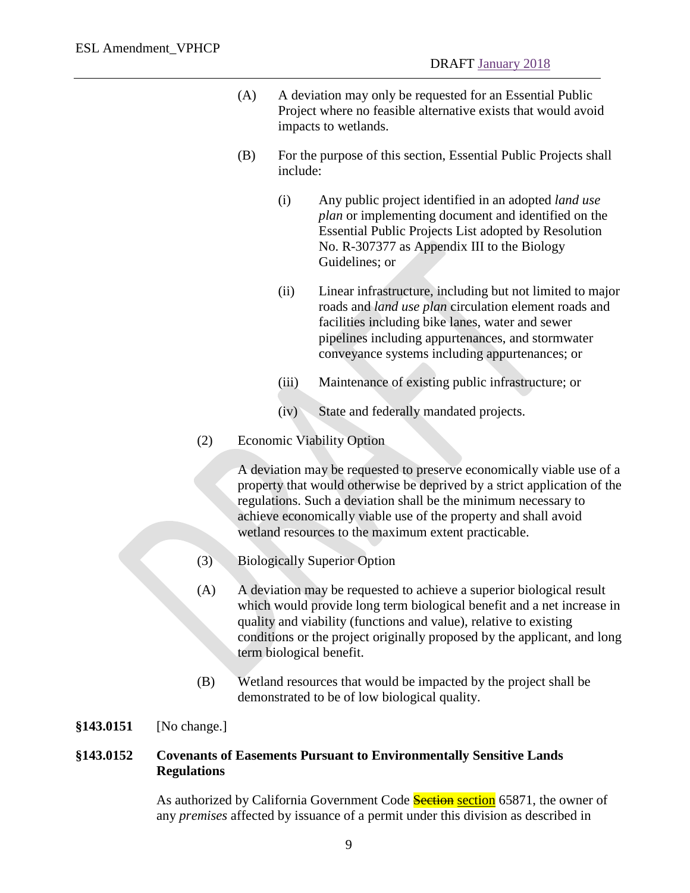(A) A deviation may only be requested for an Essential Public Project where no feasible alternative exists that would avoid impacts to wetlands.

(B) For the purpose of this section, Essential Public Projects shall include:

(i) Any public project identified in an adopted *land use plan* or implementing document and identified on the Essential Public Projects List adopted by Resolution No. R-307377 as Appendix III to the Biology Guidelines; or

(ii) Linear infrastructure, including but not limited to major roads and *land use plan* circulation element roads and facilities including bike lanes, water and sewer pipelines including appurtenances, and stormwater conveyance systems including appurtenances; or

(iii) Maintenance of existing public infrastructure; or

(iv) State and federally mandated projects.

(2) Economic Viability Option

A deviation may be requested to preserve economically viable use of a property that would otherwise be deprived by a strict application of the regulations. Such a deviation shall be the minimum necessary to achieve economically viable use of the property and shall avoid wetland resources to the maximum extent practicable.

(3) Biologically Superior Option

(A) A deviation may be requested to achieve a superior biological result which would provide long term biological benefit and a net increase in quality and viability (functions and value), relative to existing conditions or the project originally proposed by the applicant, and long term biological benefit.

(B) Wetland resources that would be impacted by the project shall be demonstrated to be of low biological quality.

**§143.0151** [No change.]

**§143.0152 Covenants of Easements Pursuant to Environmentally Sensitive Lands Regulations**

As authorized by California Government Code ~~Section~~ <u>section</u> 65871, the owner of any *premises* affected by issuance of a permit under this division as described in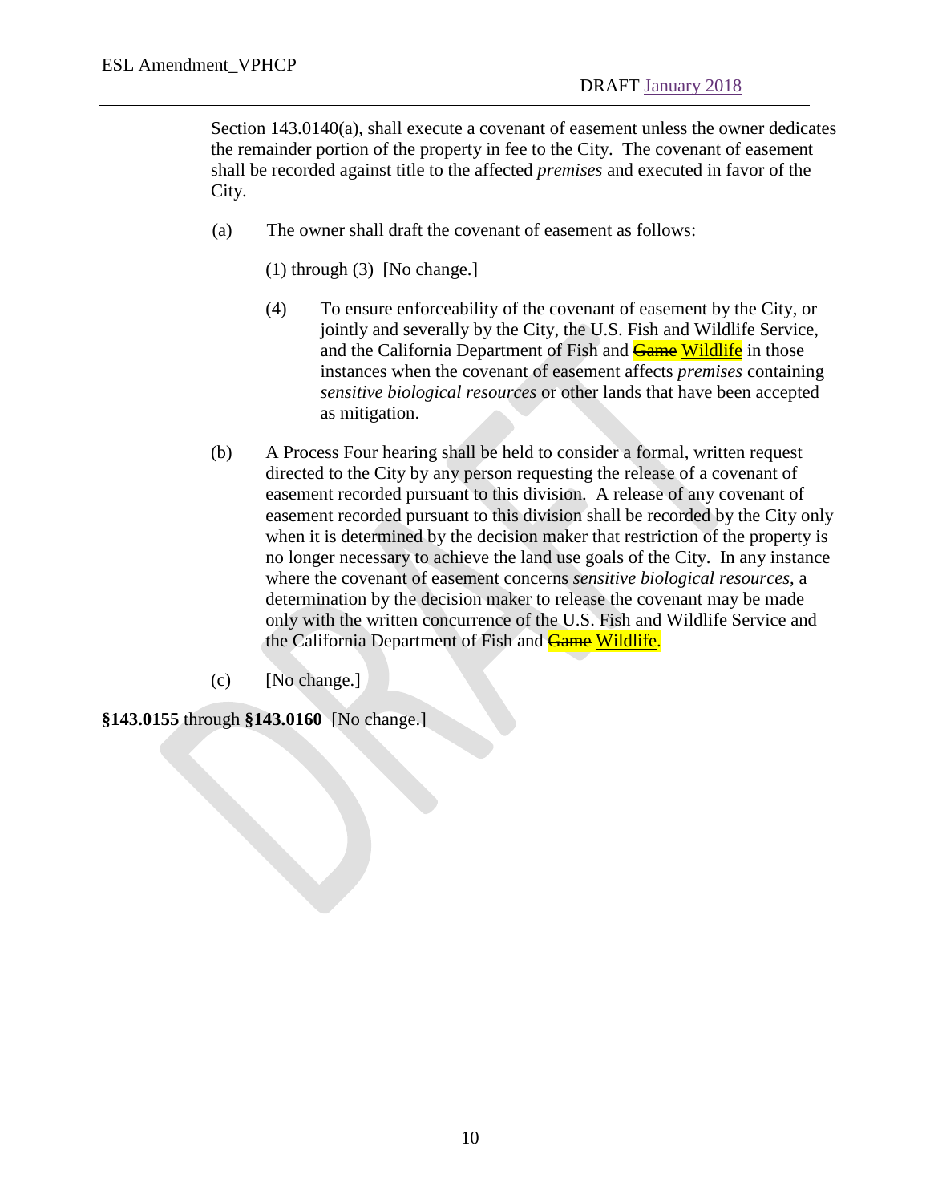Section 143.0140(a), shall execute a covenant of easement unless the owner dedicates the remainder portion of the property in fee to the City. The covenant of easement shall be recorded against title to the affected *premises* and executed in favor of the City.

(a) The owner shall draft the covenant of easement as follows:

(1) through (3) [No change.]

(4) To ensure enforceability of the covenant of easement by the City, or jointly and severally by the City, the U.S. Fish and Wildlife Service, and the California Department of Fish and ~~Game~~ Wildlife in those instances when the covenant of easement affects *premises* containing *sensitive biological resources* or other lands that have been accepted as mitigation.

(b) A Process Four hearing shall be held to consider a formal, written request directed to the City by any person requesting the release of a covenant of easement recorded pursuant to this division. A release of any covenant of easement recorded pursuant to this division shall be recorded by the City only when it is determined by the decision maker that restriction of the property is no longer necessary to achieve the land use goals of the City. In any instance where the covenant of easement concerns *sensitive biological resources*, a determination by the decision maker to release the covenant may be made only with the written concurrence of the U.S. Fish and Wildlife Service and the California Department of Fish and ~~Game~~ Wildlife.

(c) [No change.]

**§143.0155** through **§143.0160** [No change.]